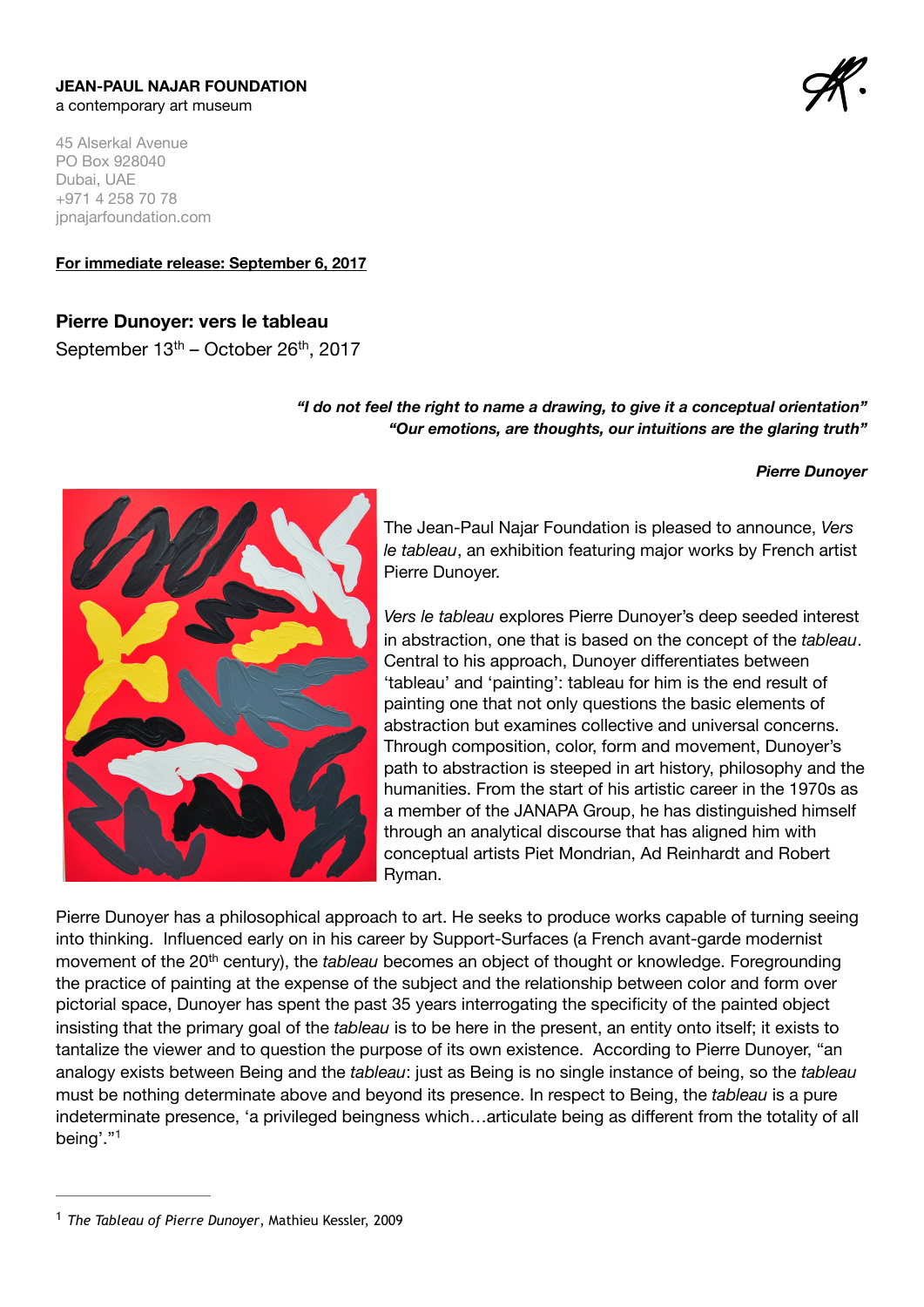**JEAN-PAUL NAJAR FOUNDATION**
a contemporary art museum

45 Alserkal Avenue
PO Box 928040
Dubai, UAE
+971 4 258 70 78
jpnajarfoundation.com

**For immediate release: September 6, 2017**

## Pierre Dunoyer: vers le tableau

September 13th – October 26th, 2017

***"I do not feel the right to name a drawing, to give it a conceptual orientation"***
***"Our emotions, are thoughts, our intuitions are the glaring truth"***

***Pierre Dunoyer***

The Jean-Paul Najar Foundation is pleased to announce, *Vers le tableau*, an exhibition featuring major works by French artist Pierre Dunoyer.

*Vers le tableau* explores Pierre Dunoyer's deep seeded interest in abstraction, one that is based on the concept of the *tableau*. Central to his approach, Dunoyer differentiates between 'tableau' and 'painting': tableau for him is the end result of painting one that not only questions the basic elements of abstraction but examines collective and universal concerns. Through composition, color, form and movement, Dunoyer's path to abstraction is steeped in art history, philosophy and the humanities. From the start of his artistic career in the 1970s as a member of the JANAPA Group, he has distinguished himself through an analytical discourse that has aligned him with conceptual artists Piet Mondrian, Ad Reinhardt and Robert Ryman.

Pierre Dunoyer has a philosophical approach to art. He seeks to produce works capable of turning seeing into thinking. Influenced early on in his career by Support-Surfaces (a French avant-garde modernist movement of the 20th century), the *tableau* becomes an object of thought or knowledge. Foregrounding the practice of painting at the expense of the subject and the relationship between color and form over pictorial space, Dunoyer has spent the past 35 years interrogating the specificity of the painted object insisting that the primary goal of the *tableau* is to be here in the present, an entity onto itself; it exists to tantalize the viewer and to question the purpose of its own existence. According to Pierre Dunoyer, "an analogy exists between Being and the *tableau*: just as Being is no single instance of being, so the *tableau* must be nothing determinate above and beyond its presence. In respect to Being, the *tableau* is a pure indeterminate presence, 'a privileged beingness which…articulate being as different from the totality of all being'."[1]

---

[1] *The Tableau of Pierre Dunoyer*, Mathieu Kessler, 2009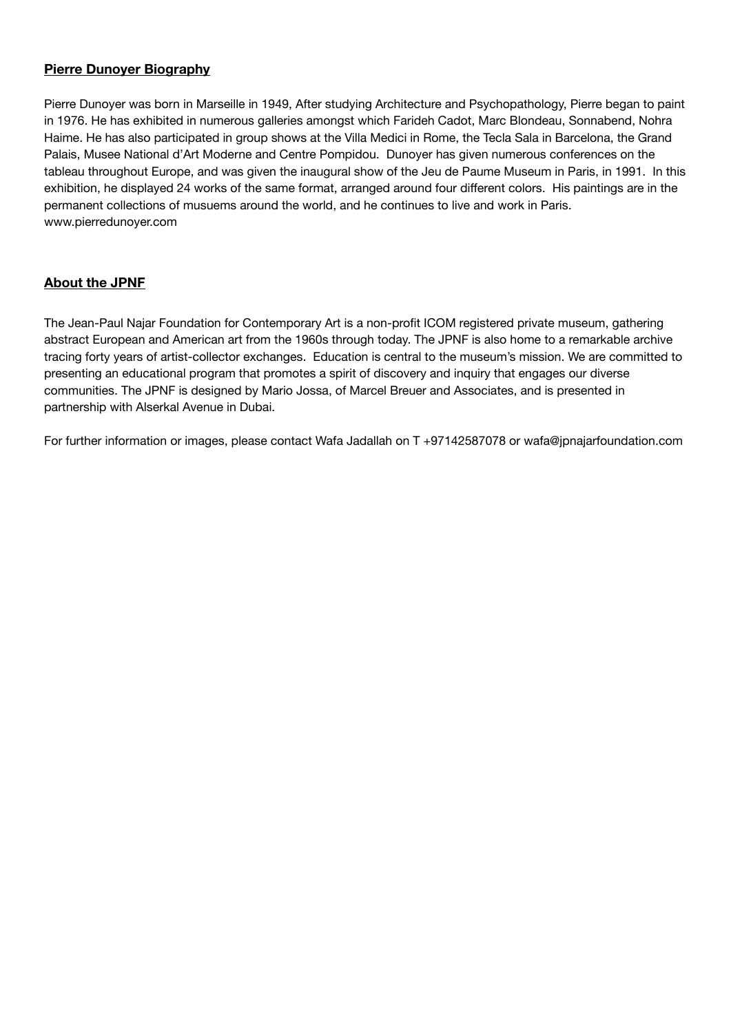## Pierre Dunoyer Biography

Pierre Dunoyer was born in Marseille in 1949, After studying Architecture and Psychopathology, Pierre began to paint in 1976. He has exhibited in numerous galleries amongst which Farideh Cadot, Marc Blondeau, Sonnabend, Nohra Haime. He has also participated in group shows at the Villa Medici in Rome, the Tecla Sala in Barcelona, the Grand Palais, Musee National d'Art Moderne and Centre Pompidou. Dunoyer has given numerous conferences on the tableau throughout Europe, and was given the inaugural show of the Jeu de Paume Museum in Paris, in 1991. In this exhibition, he displayed 24 works of the same format, arranged around four different colors. His paintings are in the permanent collections of musuems around the world, and he continues to live and work in Paris.
www.pierredunoyer.com

## About the JPNF

The Jean-Paul Najar Foundation for Contemporary Art is a non-profit ICOM registered private museum, gathering abstract European and American art from the 1960s through today. The JPNF is also home to a remarkable archive tracing forty years of artist-collector exchanges. Education is central to the museum's mission. We are committed to presenting an educational program that promotes a spirit of discovery and inquiry that engages our diverse communities. The JPNF is designed by Mario Jossa, of Marcel Breuer and Associates, and is presented in partnership with Alserkal Avenue in Dubai.

For further information or images, please contact Wafa Jadallah on T +97142587078 or wafa@jpnajarfoundation.com